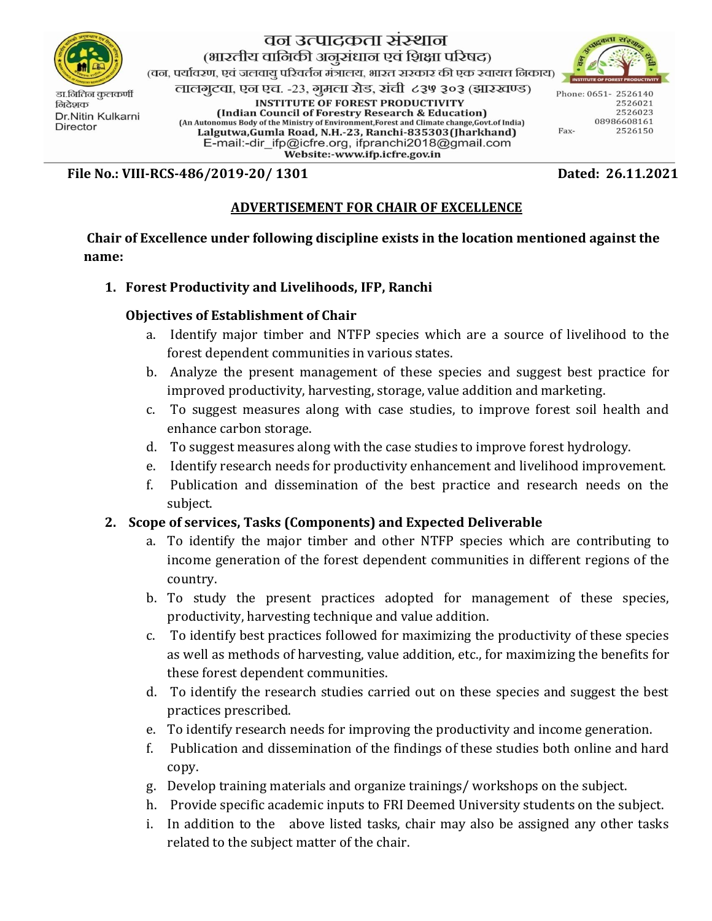वन उत्पादकता संस्थान
(भारतीय वानिकी अनुसंधान एवं शिक्षा परिषद)
(वन, पर्यावरण, एवं जलवायु परिवर्तन मंत्रालय, भारत सरकार की एक स्वायत निकाय)
लालगुटवा, एन एच. -23, गुमला रोड, रांची ८३५ ३०३ (झारखण्ड)

**INSTITUTE OF FOREST PRODUCTIVITY**
**(Indian Council of Forestry Research & Education)**
(An Autonomous Body of the Ministry of Environment,Forest and Climate change,Govt.of India)
Lalgutwa,Gumla Road, N.H.-23, Ranchi-835303(Jharkhand)
E-mail:-dir_ifp@icfre.org, ifpranchi2018@gmail.com
Website:-www.ifp.icfre.gov.in

डा.नितिन कुलकर्णी
निदेशक
Dr.Nitin Kulkarni
Director

Phone: 0651- 2526140
2526021
2526023
08986608161
Fax- 2526150

**File No.: VIII-RCS-486/2019-20/ 1301** **Dated: 26.11.2021**

**ADVERTISEMENT FOR CHAIR OF EXCELLENCE**

**Chair of Excellence under following discipline exists in the location mentioned against the name:**

1. **Forest Productivity and Livelihoods, IFP, Ranchi**

   **Objectives of Establishment of Chair**

   a. Identify major timber and NTFP species which are a source of livelihood to the forest dependent communities in various states.
   b. Analyze the present management of these species and suggest best practice for improved productivity, harvesting, storage, value addition and marketing.
   c. To suggest measures along with case studies, to improve forest soil health and enhance carbon storage.
   d. To suggest measures along with the case studies to improve forest hydrology.
   e. Identify research needs for productivity enhancement and livelihood improvement.
   f. Publication and dissemination of the best practice and research needs on the subject.

2. **Scope of services, Tasks (Components) and Expected Deliverable**

   a. To identify the major timber and other NTFP species which are contributing to income generation of the forest dependent communities in different regions of the country.
   b. To study the present practices adopted for management of these species, productivity, harvesting technique and value addition.
   c. To identify best practices followed for maximizing the productivity of these species as well as methods of harvesting, value addition, etc., for maximizing the benefits for these forest dependent communities.
   d. To identify the research studies carried out on these species and suggest the best practices prescribed.
   e. To identify research needs for improving the productivity and income generation.
   f. Publication and dissemination of the findings of these studies both online and hard copy.
   g. Develop training materials and organize trainings/ workshops on the subject.
   h. Provide specific academic inputs to FRI Deemed University students on the subject.
   i. In addition to the above listed tasks, chair may also be assigned any other tasks related to the subject matter of the chair.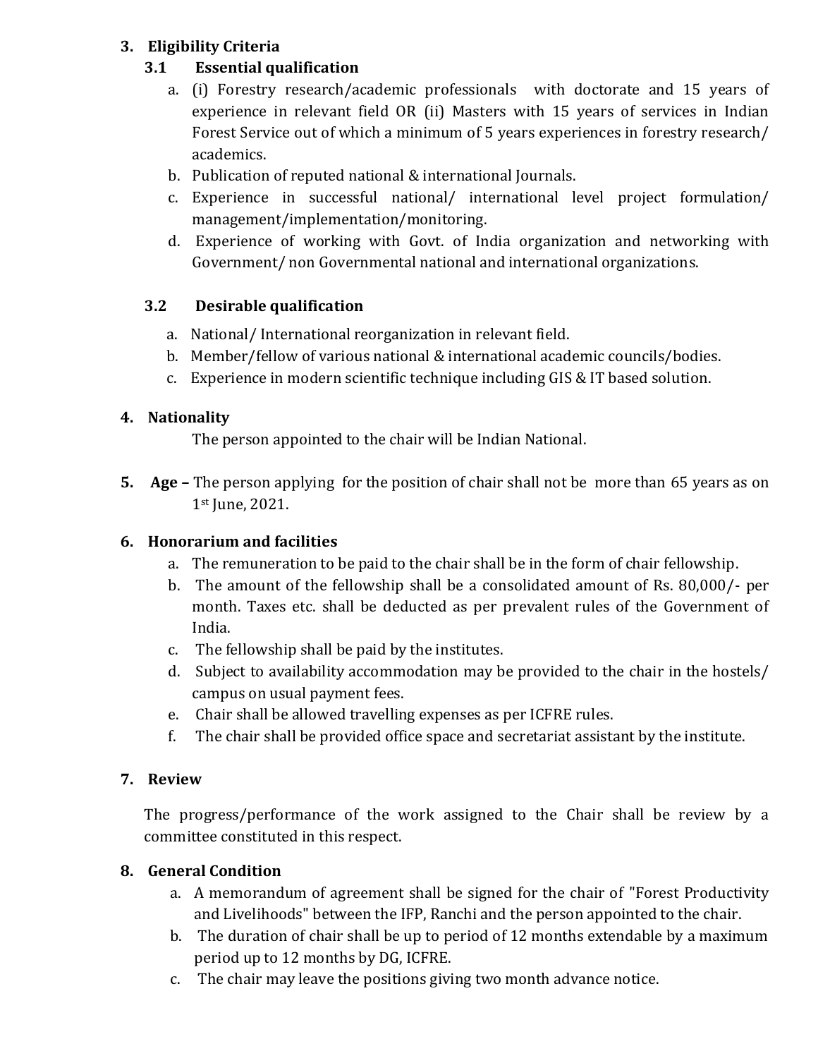## 3. Eligibility Criteria

### 3.1 Essential qualification

a. (i) Forestry research/academic professionals with doctorate and 15 years of experience in relevant field OR (ii) Masters with 15 years of services in Indian Forest Service out of which a minimum of 5 years experiences in forestry research/ academics.

b. Publication of reputed national & international Journals.

c. Experience in successful national/ international level project formulation/ management/implementation/monitoring.

d. Experience of working with Govt. of India organization and networking with Government/ non Governmental national and international organizations.

### 3.2 Desirable qualification

a. National/ International reorganization in relevant field.

b. Member/fellow of various national & international academic councils/bodies.

c. Experience in modern scientific technique including GIS & IT based solution.

## 4. Nationality

The person appointed to the chair will be Indian National.

## 5. Age – The person applying for the position of chair shall not be more than 65 years as on 1st June, 2021.

## 6. Honorarium and facilities

a. The remuneration to be paid to the chair shall be in the form of chair fellowship.

b. The amount of the fellowship shall be a consolidated amount of Rs. 80,000/- per month. Taxes etc. shall be deducted as per prevalent rules of the Government of India.

c. The fellowship shall be paid by the institutes.

d. Subject to availability accommodation may be provided to the chair in the hostels/ campus on usual payment fees.

e. Chair shall be allowed travelling expenses as per ICFRE rules.

f. The chair shall be provided office space and secretariat assistant by the institute.

## 7. Review

The progress/performance of the work assigned to the Chair shall be review by a committee constituted in this respect.

## 8. General Condition

a. A memorandum of agreement shall be signed for the chair of "Forest Productivity and Livelihoods" between the IFP, Ranchi and the person appointed to the chair.

b. The duration of chair shall be up to period of 12 months extendable by a maximum period up to 12 months by DG, ICFRE.

c. The chair may leave the positions giving two month advance notice.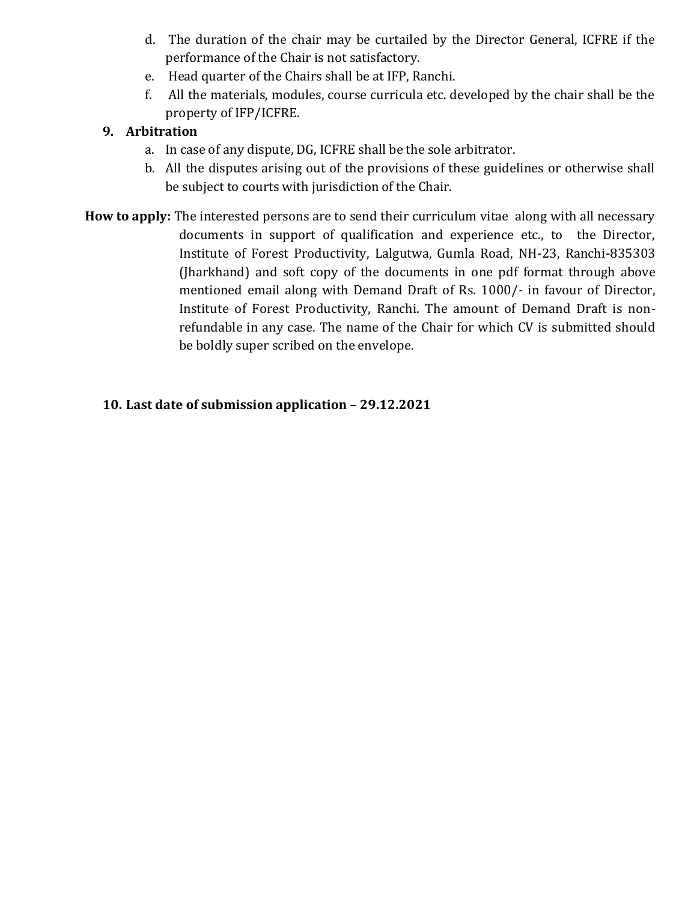d. The duration of the chair may be curtailed by the Director General, ICFRE if the performance of the Chair is not satisfactory.

e. Head quarter of the Chairs shall be at IFP, Ranchi.

f. All the materials, modules, course curricula etc. developed by the chair shall be the property of IFP/ICFRE.

9. **Arbitration**

   a. In case of any dispute, DG, ICFRE shall be the sole arbitrator.

   b. All the disputes arising out of the provisions of these guidelines or otherwise shall be subject to courts with jurisdiction of the Chair.

**How to apply:** The interested persons are to send their curriculum vitae along with all necessary documents in support of qualification and experience etc., to the Director, Institute of Forest Productivity, Lalgutwa, Gumla Road, NH-23, Ranchi-835303 (Jharkhand) and soft copy of the documents in one pdf format through above mentioned email along with Demand Draft of Rs. 1000/- in favour of Director, Institute of Forest Productivity, Ranchi. The amount of Demand Draft is non-refundable in any case. The name of the Chair for which CV is submitted should be boldly super scribed on the envelope.

10. **Last date of submission application – 29.12.2021**